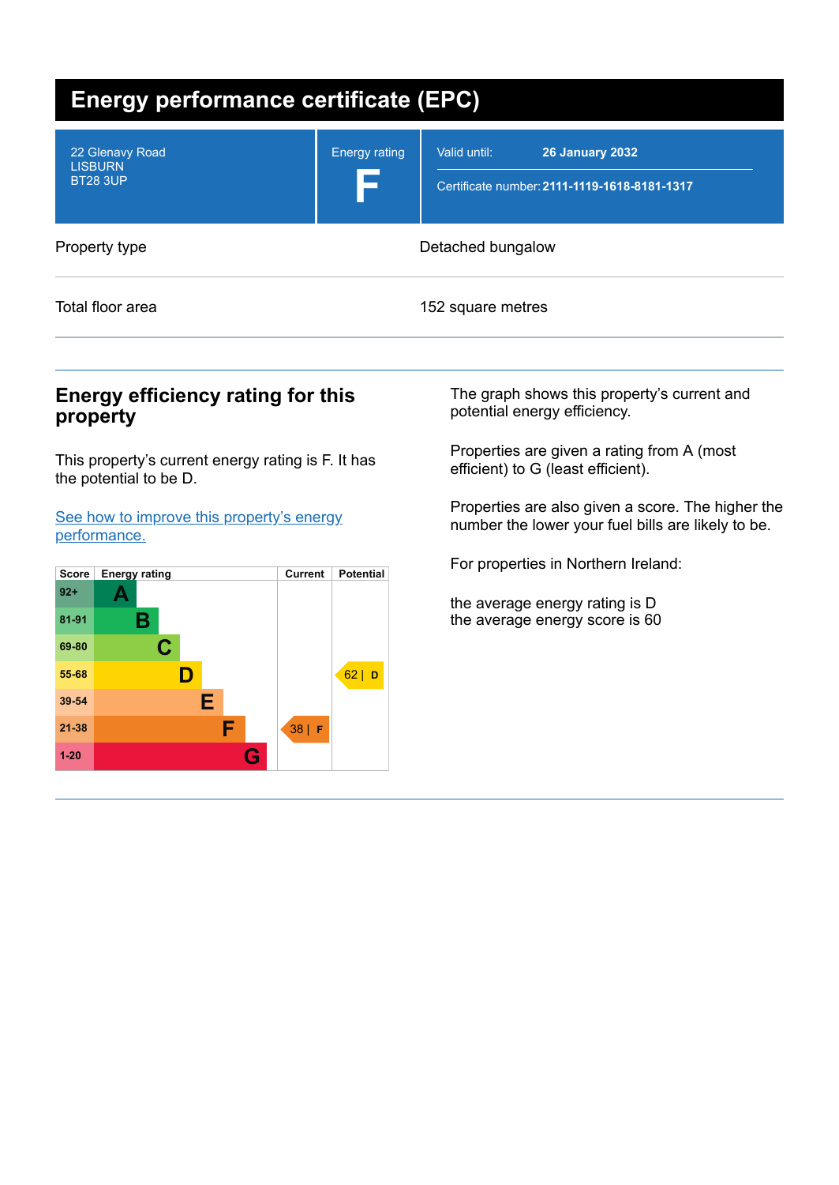# Energy performance certificate (EPC)

| 22 Glenavy Road<br>LISBURN<br>BT28 3UP | Energy rating<br>**F** | Valid until: **26 January 2032**<br>Certificate number: **2111-1119-1618-8181-1317** |
|---|---|---|

| Property type | Detached bungalow |
|---|---|
| Total floor area | 152 square metres |

## Energy efficiency rating for this property

This property's current energy rating is F. It has the potential to be D.

[See how to improve this property's energy performance.]

| Score | Energy rating | Current | Potential |
|---|---|---|---|
| 92+ | A | | |
| 81-91 | B | | |
| 69-80 | C | | |
| 55-68 | D | | 62 \| D |
| 39-54 | E | | |
| 21-38 | F | 38 \| F | |
| 1-20 | G | | |

The graph shows this property's current and potential energy efficiency.

Properties are given a rating from A (most efficient) to G (least efficient).

Properties are also given a score. The higher the number the lower your fuel bills are likely to be.

For properties in Northern Ireland:

the average energy rating is D
the average energy score is 60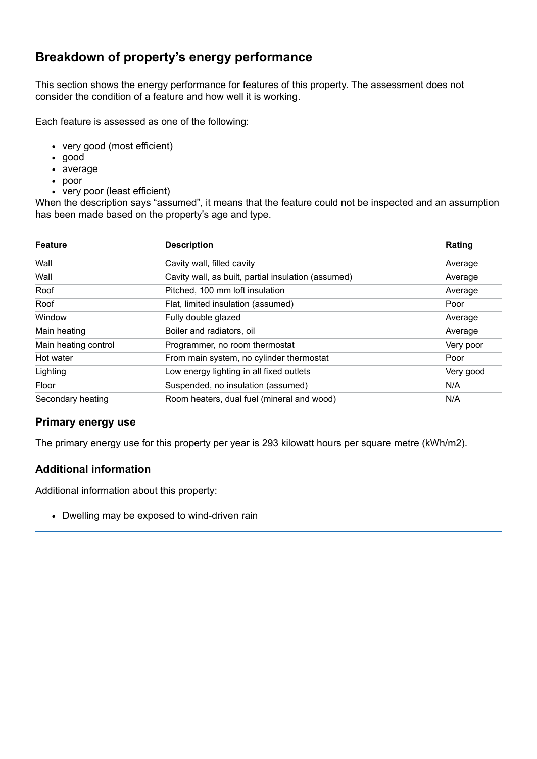## Breakdown of property's energy performance

This section shows the energy performance for features of this property. The assessment does not consider the condition of a feature and how well it is working.

Each feature is assessed as one of the following:

- very good (most efficient)
- good
- average
- poor
- very poor (least efficient)

When the description says "assumed", it means that the feature could not be inspected and an assumption has been made based on the property's age and type.

| Feature | Description | Rating |
| --- | --- | --- |
| Wall | Cavity wall, filled cavity | Average |
| Wall | Cavity wall, as built, partial insulation (assumed) | Average |
| Roof | Pitched, 100 mm loft insulation | Average |
| Roof | Flat, limited insulation (assumed) | Poor |
| Window | Fully double glazed | Average |
| Main heating | Boiler and radiators, oil | Average |
| Main heating control | Programmer, no room thermostat | Very poor |
| Hot water | From main system, no cylinder thermostat | Poor |
| Lighting | Low energy lighting in all fixed outlets | Very good |
| Floor | Suspended, no insulation (assumed) | N/A |
| Secondary heating | Room heaters, dual fuel (mineral and wood) | N/A |

### Primary energy use

The primary energy use for this property per year is 293 kilowatt hours per square metre (kWh/m2).

### Additional information

Additional information about this property:

- Dwelling may be exposed to wind-driven rain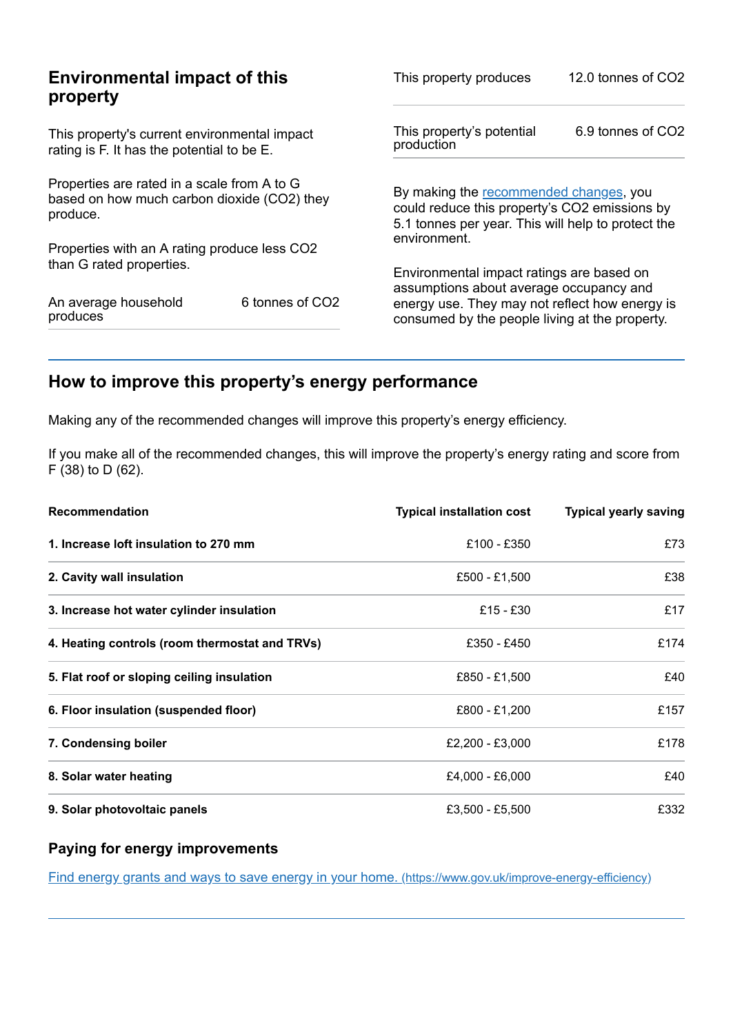## Environmental impact of this property

This property's current environmental impact rating is F. It has the potential to be E.

Properties are rated in a scale from A to G based on how much carbon dioxide ($CO_2$) they produce.

Properties with an A rating produce less $CO_2$ than G rated properties.

| | |
|---|---|
| An average household produces | 6 tonnes of $CO_2$ |

| | |
|---|---|
| This property produces | 12.0 tonnes of $CO_2$ |
| This property's potential production | 6.9 tonnes of $CO_2$ |

By making the recommended changes, you could reduce this property's $CO_2$ emissions by 5.1 tonnes per year. This will help to protect the environment.

Environmental impact ratings are based on assumptions about average occupancy and energy use. They may not reflect how energy is consumed by the people living at the property.

## How to improve this property's energy performance

Making any of the recommended changes will improve this property's energy efficiency.

If you make all of the recommended changes, this will improve the property's energy rating and score from F (38) to D (62).

| Recommendation | Typical installation cost | Typical yearly saving |
|---|---|---|
| **1. Increase loft insulation to 270 mm** | £100 - £350 | £73 |
| **2. Cavity wall insulation** | £500 - £1,500 | £38 |
| **3. Increase hot water cylinder insulation** | £15 - £30 | £17 |
| **4. Heating controls (room thermostat and TRVs)** | £350 - £450 | £174 |
| **5. Flat roof or sloping ceiling insulation** | £850 - £1,500 | £40 |
| **6. Floor insulation (suspended floor)** | £800 - £1,200 | £157 |
| **7. Condensing boiler** | £2,200 - £3,000 | £178 |
| **8. Solar water heating** | £4,000 - £6,000 | £40 |
| **9. Solar photovoltaic panels** | £3,500 - £5,500 | £332 |

### Paying for energy improvements

[Find energy grants and ways to save energy in your home. (https://www.gov.uk/improve-energy-efficiency)](https://www.gov.uk/improve-energy-efficiency)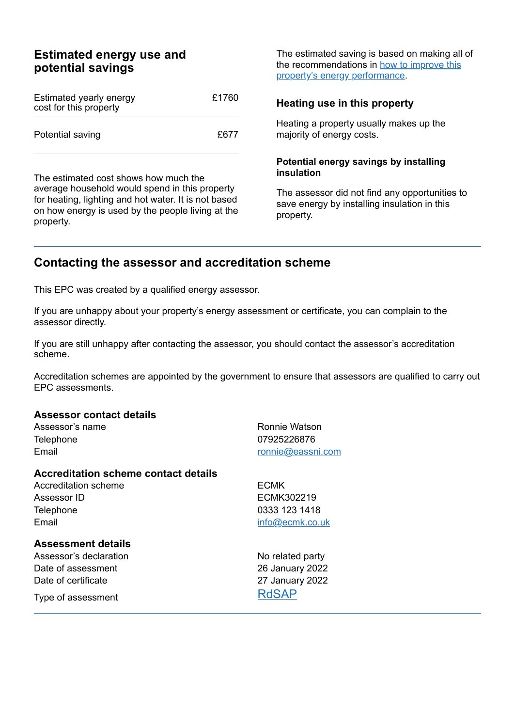## Estimated energy use and potential savings

| | |
|---|---|
| Estimated yearly energy cost for this property | £1760 |
| Potential saving | £677 |

The estimated cost shows how much the average household would spend in this property for heating, lighting and hot water. It is not based on how energy is used by the people living at the property.

The estimated saving is based on making all of the recommendations in [how to improve this property's energy performance](#).

### Heating use in this property

Heating a property usually makes up the majority of energy costs.

#### Potential energy savings by installing insulation

The assessor did not find any opportunities to save energy by installing insulation in this property.

## Contacting the assessor and accreditation scheme

This EPC was created by a qualified energy assessor.

If you are unhappy about your property's energy assessment or certificate, you can complain to the assessor directly.

If you are still unhappy after contacting the assessor, you should contact the assessor's accreditation scheme.

Accreditation schemes are appointed by the government to ensure that assessors are qualified to carry out EPC assessments.

### Assessor contact details

| | |
|---|---|
| Assessor's name | Ronnie Watson |
| Telephone | 07925226876 |
| Email | ronnie@eassni.com |

### Accreditation scheme contact details

| | |
|---|---|
| Accreditation scheme | ECMK |
| Assessor ID | ECMK302219 |
| Telephone | 0333 123 1418 |
| Email | info@ecmk.co.uk |

### Assessment details

| | |
|---|---|
| Assessor's declaration | No related party |
| Date of assessment | 26 January 2022 |
| Date of certificate | 27 January 2022 |
| Type of assessment | RdSAP |